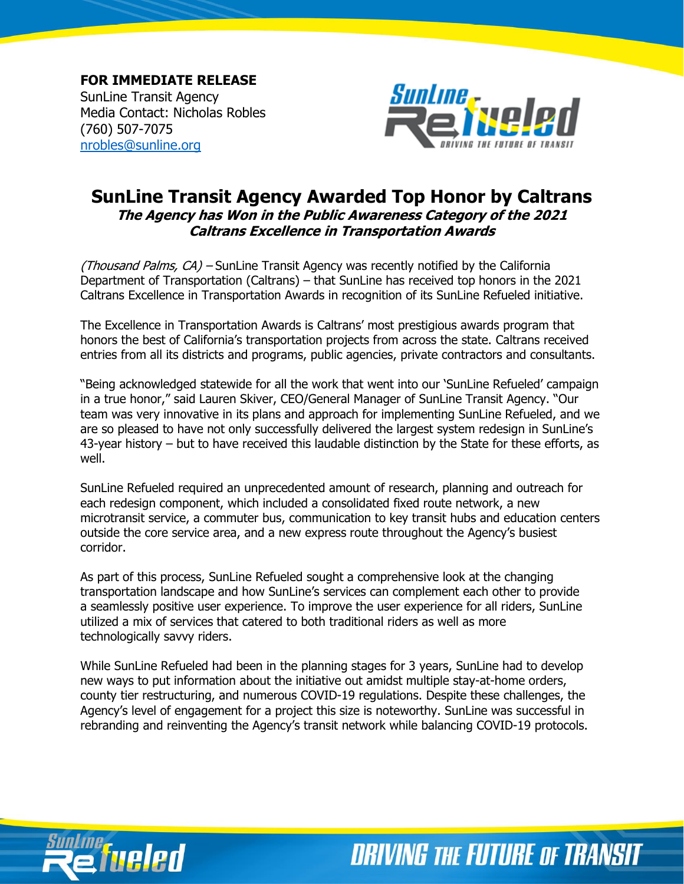**FOR IMMEDIATE RELEASE**
SunLine Transit Agency
Media Contact: Nicholas Robles
(760) 507-7075
nrobles@sunline.org

# SunLine Transit Agency Awarded Top Honor by Caltrans

***The Agency has Won in the Public Awareness Category of the 2021 Caltrans Excellence in Transportation Awards***

*(Thousand Palms, CA)* – SunLine Transit Agency was recently notified by the California Department of Transportation (Caltrans) – that SunLine has received top honors in the 2021 Caltrans Excellence in Transportation Awards in recognition of its SunLine Refueled initiative.

The Excellence in Transportation Awards is Caltrans' most prestigious awards program that honors the best of California's transportation projects from across the state. Caltrans received entries from all its districts and programs, public agencies, private contractors and consultants.

"Being acknowledged statewide for all the work that went into our 'SunLine Refueled' campaign in a true honor," said Lauren Skiver, CEO/General Manager of SunLine Transit Agency. "Our team was very innovative in its plans and approach for implementing SunLine Refueled, and we are so pleased to have not only successfully delivered the largest system redesign in SunLine's 43-year history – but to have received this laudable distinction by the State for these efforts, as well.

SunLine Refueled required an unprecedented amount of research, planning and outreach for each redesign component, which included a consolidated fixed route network, a new microtransit service, a commuter bus, communication to key transit hubs and education centers outside the core service area, and a new express route throughout the Agency's busiest corridor.

As part of this process, SunLine Refueled sought a comprehensive look at the changing transportation landscape and how SunLine's services can complement each other to provide a seamlessly positive user experience. To improve the user experience for all riders, SunLine utilized a mix of services that catered to both traditional riders as well as more technologically savvy riders.

While SunLine Refueled had been in the planning stages for 3 years, SunLine had to develop new ways to put information about the initiative out amidst multiple stay-at-home orders, county tier restructuring, and numerous COVID-19 regulations. Despite these challenges, the Agency's level of engagement for a project this size is noteworthy. SunLine was successful in rebranding and reinventing the Agency's transit network while balancing COVID-19 protocols.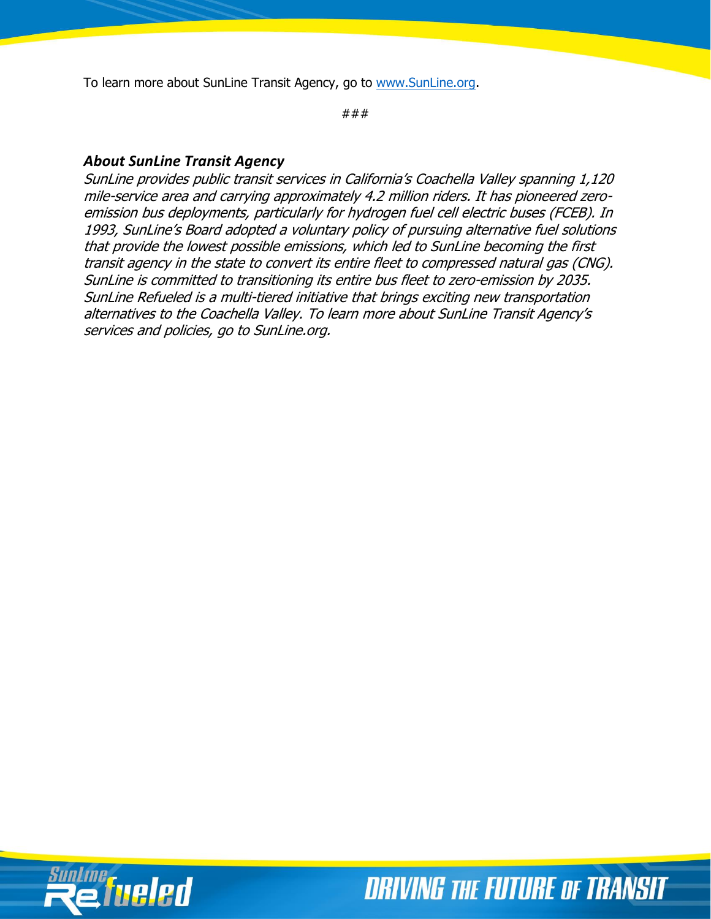To learn more about SunLine Transit Agency, go to [www.SunLine.org](http://www.SunLine.org).

###

### *About SunLine Transit Agency*

*SunLine provides public transit services in California's Coachella Valley spanning 1,120 mile-service area and carrying approximately 4.2 million riders. It has pioneered zero-emission bus deployments, particularly for hydrogen fuel cell electric buses (FCEB). In 1993, SunLine's Board adopted a voluntary policy of pursuing alternative fuel solutions that provide the lowest possible emissions, which led to SunLine becoming the first transit agency in the state to convert its entire fleet to compressed natural gas (CNG). SunLine is committed to transitioning its entire bus fleet to zero-emission by 2035. SunLine Refueled is a multi-tiered initiative that brings exciting new transportation alternatives to the Coachella Valley. To learn more about SunLine Transit Agency's services and policies, go to SunLine.org.*